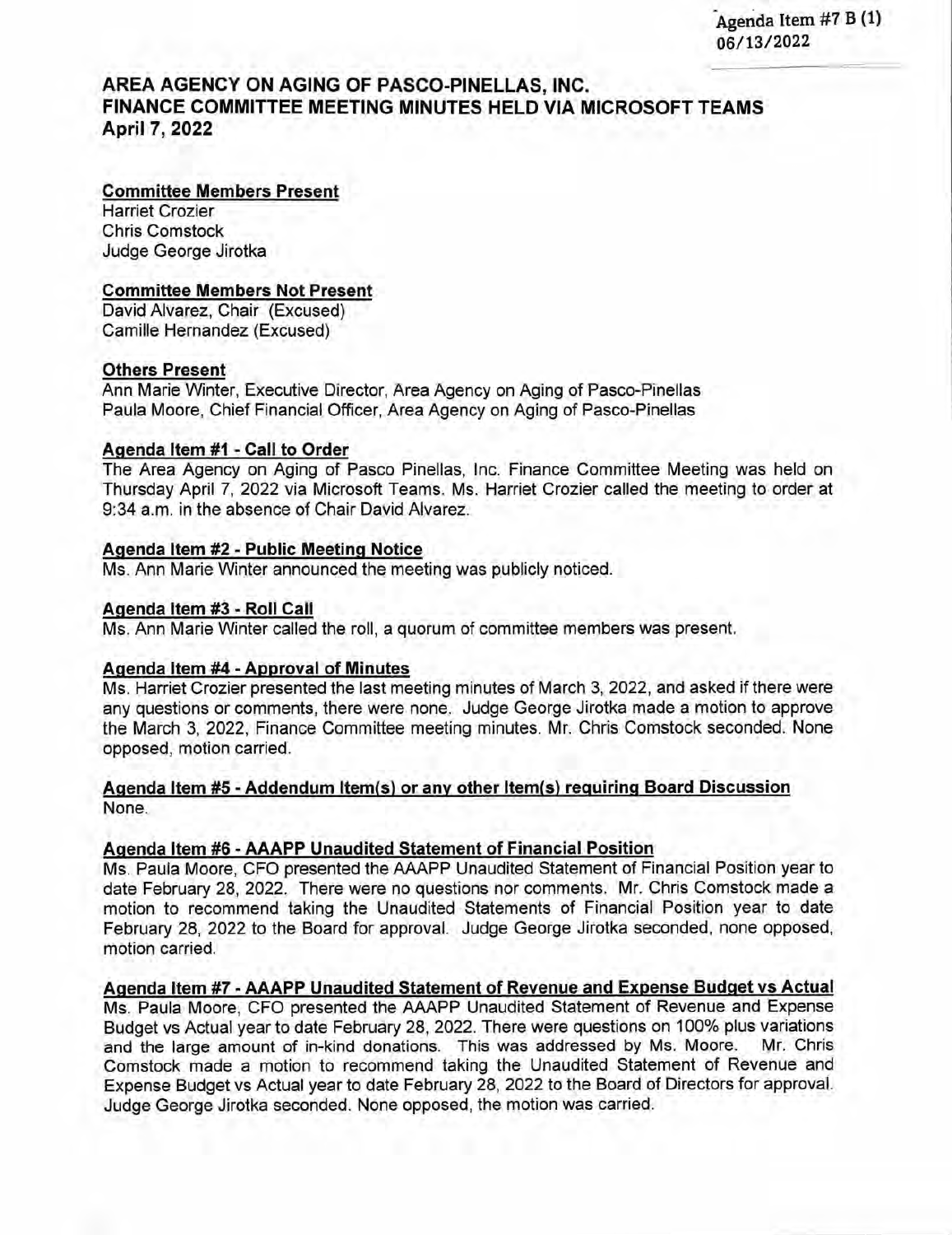Agenda Item #7 B (1)
06/13/2022

# AREA AGENCY ON AGING OF PASCO-PINELLAS, INC.
# FINANCE COMMITTEE MEETING MINUTES HELD VIA MICROSOFT TEAMS
# April 7, 2022

**Committee Members Present**
Harriet Crozier
Chris Comstock
Judge George Jirotka

**Committee Members Not Present**
David Alvarez, Chair (Excused)
Camille Hernandez (Excused)

**Others Present**
Ann Marie Winter, Executive Director, Area Agency on Aging of Pasco-Pinellas
Paula Moore, Chief Financial Officer, Area Agency on Aging of Pasco-Pinellas

**Agenda Item #1 - Call to Order**
The Area Agency on Aging of Pasco Pinellas, Inc. Finance Committee Meeting was held on Thursday April 7, 2022 via Microsoft Teams. Ms. Harriet Crozier called the meeting to order at 9:34 a.m. in the absence of Chair David Alvarez.

**Agenda Item #2 - Public Meeting Notice**
Ms. Ann Marie Winter announced the meeting was publicly noticed.

**Agenda Item #3 - Roll Call**
Ms. Ann Marie Winter called the roll, a quorum of committee members was present.

**Agenda Item #4 - Approval of Minutes**
Ms. Harriet Crozier presented the last meeting minutes of March 3, 2022, and asked if there were any questions or comments, there were none. Judge George Jirotka made a motion to approve the March 3, 2022, Finance Committee meeting minutes. Mr. Chris Comstock seconded. None opposed, motion carried.

**Agenda Item #5 - Addendum Item(s) or any other Item(s) requiring Board Discussion**
None.

**Agenda Item #6 - AAAPP Unaudited Statement of Financial Position**
Ms. Paula Moore, CFO presented the AAAPP Unaudited Statement of Financial Position year to date February 28, 2022. There were no questions nor comments. Mr. Chris Comstock made a motion to recommend taking the Unaudited Statements of Financial Position year to date February 28, 2022 to the Board for approval. Judge George Jirotka seconded, none opposed, motion carried.

**Agenda Item #7 - AAAPP Unaudited Statement of Revenue and Expense Budget vs Actual**
Ms. Paula Moore, CFO presented the AAAPP Unaudited Statement of Revenue and Expense Budget vs Actual year to date February 28, 2022. There were questions on 100% plus variations and the large amount of in-kind donations. This was addressed by Ms. Moore. Mr. Chris Comstock made a motion to recommend taking the Unaudited Statement of Revenue and Expense Budget vs Actual year to date February 28, 2022 to the Board of Directors for approval. Judge George Jirotka seconded. None opposed, the motion was carried.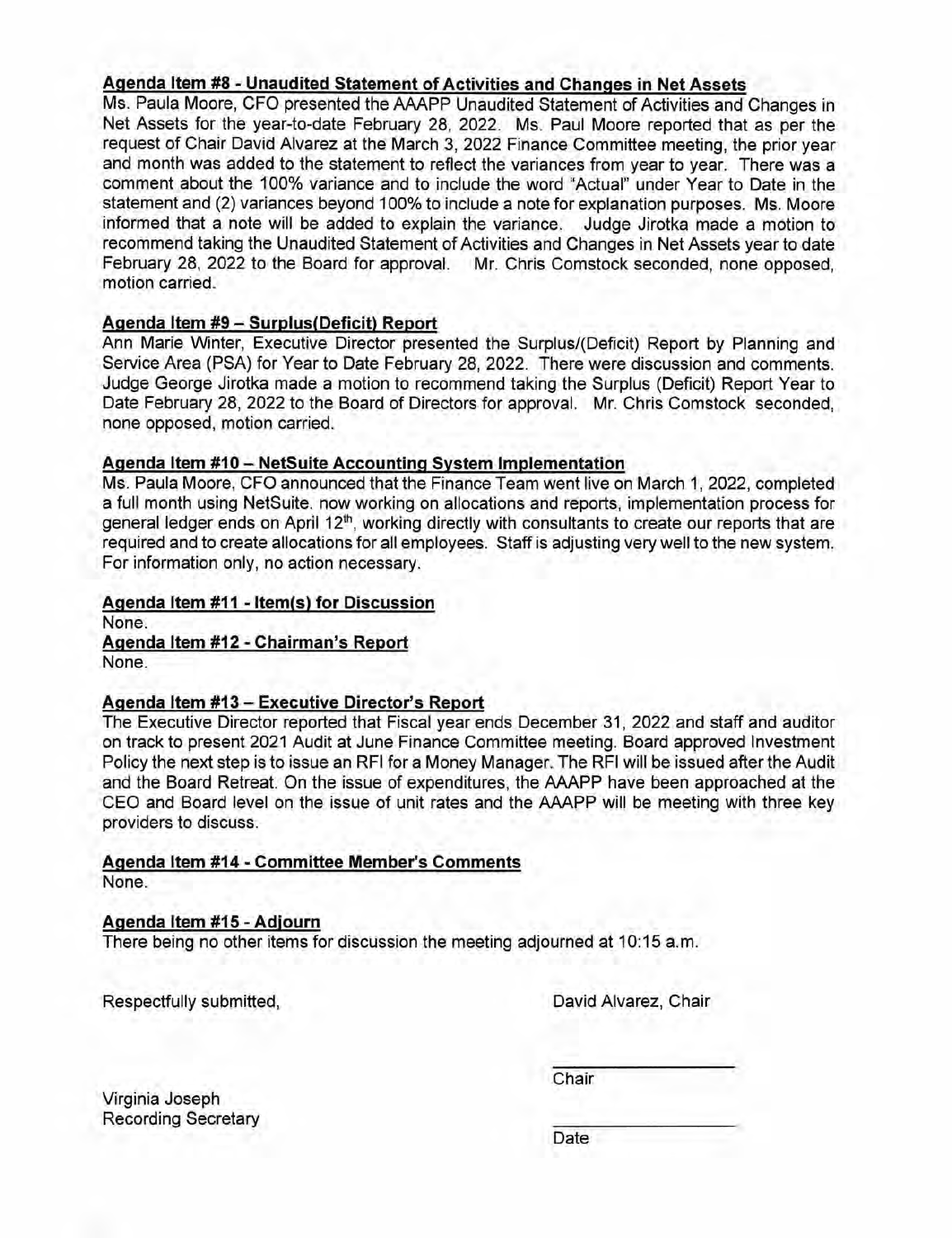**Agenda Item #8 - Unaudited Statement of Activities and Changes in Net Assets**

Ms. Paula Moore, CFO presented the AAAPP Unaudited Statement of Activities and Changes in Net Assets for the year-to-date February 28, 2022. Ms. Paul Moore reported that as per the request of Chair David Alvarez at the March 3, 2022 Finance Committee meeting, the prior year and month was added to the statement to reflect the variances from year to year. There was a comment about the 100% variance and to include the word "Actual" under Year to Date in the statement and (2) variances beyond 100% to include a note for explanation purposes. Ms. Moore informed that a note will be added to explain the variance. Judge Jirotka made a motion to recommend taking the Unaudited Statement of Activities and Changes in Net Assets year to date February 28, 2022 to the Board for approval. Mr. Chris Comstock seconded, none opposed, motion carried.

**Agenda Item #9 – Surplus(Deficit) Report**

Ann Marie Winter, Executive Director presented the Surplus/(Deficit) Report by Planning and Service Area (PSA) for Year to Date February 28, 2022. There were discussion and comments. Judge George Jirotka made a motion to recommend taking the Surplus (Deficit) Report Year to Date February 28, 2022 to the Board of Directors for approval. Mr. Chris Comstock seconded, none opposed, motion carried.

**Agenda Item #10 – NetSuite Accounting System Implementation**

Ms. Paula Moore, CFO announced that the Finance Team went live on March 1, 2022, completed a full month using NetSuite. now working on allocations and reports, implementation process for general ledger ends on April 12th, working directly with consultants to create our reports that are required and to create allocations for all employees. Staff is adjusting very well to the new system. For information only, no action necessary.

**Agenda Item #11 - Item(s) for Discussion**

None.

**Agenda Item #12 - Chairman's Report**

None.

**Agenda Item #13 – Executive Director's Report**

The Executive Director reported that Fiscal year ends December 31, 2022 and staff and auditor on track to present 2021 Audit at June Finance Committee meeting. Board approved Investment Policy the next step is to issue an RFI for a Money Manager. The RFI will be issued after the Audit and the Board Retreat. On the issue of expenditures, the AAAPP have been approached at the CEO and Board level on the issue of unit rates and the AAAPP will be meeting with three key providers to discuss.

**Agenda Item #14 - Committee Member's Comments**

None.

**Agenda Item #15 - Adjourn**

There being no other items for discussion the meeting adjourned at 10:15 a.m.

Respectfully submitted,

David Alvarez, Chair

\_\_\_\_\_\_\_\_\_\_\_\_\_\_\_\_\_\_
Chair

Virginia Joseph
Recording Secretary

\_\_\_\_\_\_\_\_\_\_\_\_\_\_\_\_\_\_
Date